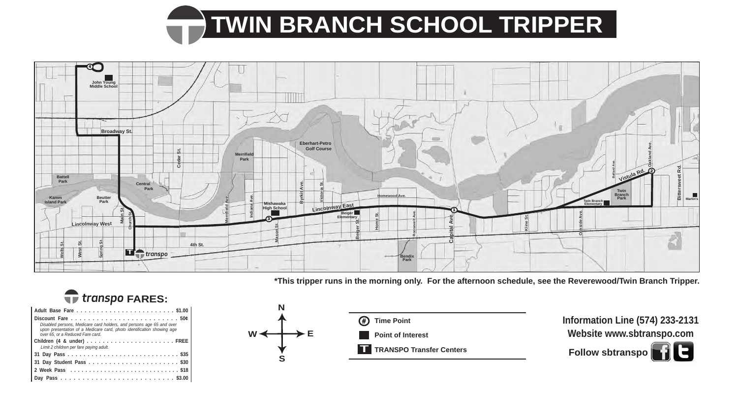# TWIN BRANCH SCHOOL TRIPPER

*This tripper runs in the morning only. For the afternoon schedule, see the Reverewood/Twin Branch Tripper.

## transpo FARES:

| Fare | Price |
|---|---|
| **Adult Base Fare** | **$1.00** |
| **Discount Fare** *Disabled persons, Medicare card holders, and persons age 65 and over upon presentation of a Medicare card, photo identification showing age over 65, or a Reduced Fare card.* | **50¢** |
| **Children (4 & under)** *Limit 2 children per fare paying adult.* | **FREE** |
| **31 Day Pass** | **$35** |
| **31 Day Student Pass** | **$30** |
| **2 Week Pass** | **$18** |
| **Day Pass** | **$3.00** |

(#) Time Point

Point of Interest

T TRANSPO Transfer Centers

**Information Line (574) 233-2131**

**Website www.sbtranspo.com**

**Follow sbtranspo**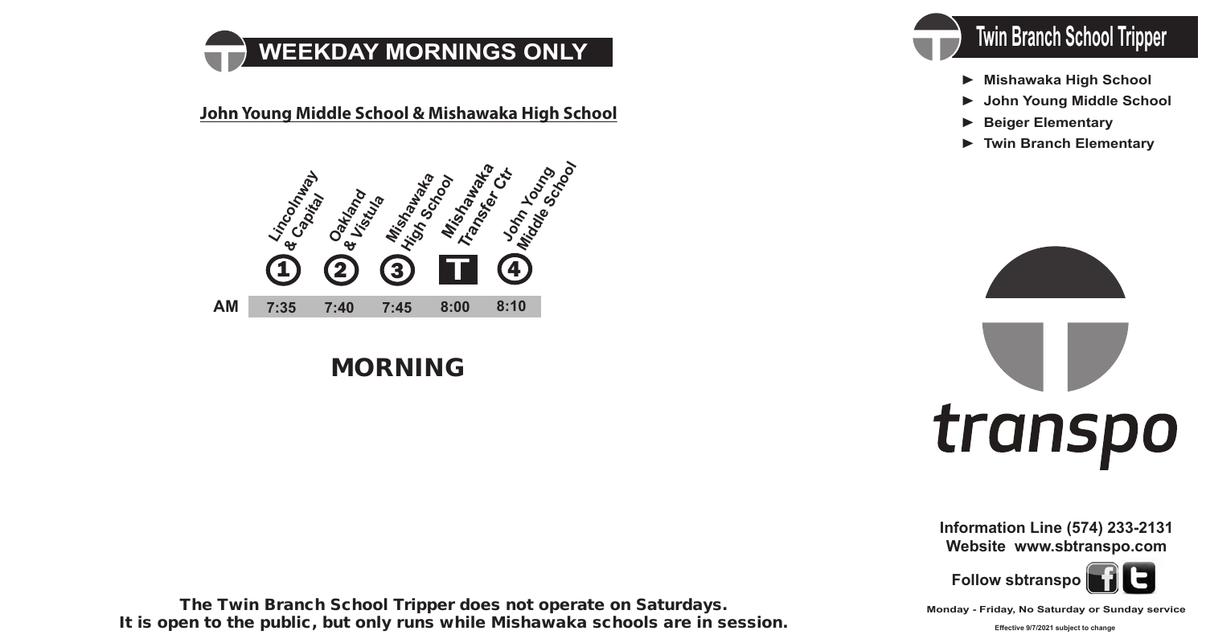## WEEKDAY MORNINGS ONLY

**John Young Middle School & Mishawaka High School**

| | Lincolnway & Capital (1) | Oakland & Vistula (2) | Mishawaka High School (3) | Mishawaka Transfer Ctr (T) | John Young Middle School (4) |
|---|---|---|---|---|---|
| AM | 7:35 | 7:40 | 7:45 | 8:00 | 8:10 |

## MORNING

**The Twin Branch School Tripper does not operate on Saturdays.**
**It is open to the public, but only runs while Mishawaka schools are in session.**

# Twin Branch School Tripper

- ► **Mishawaka High School**
- ► **John Young Middle School**
- ► **Beiger Elementary**
- ► **Twin Branch Elementary**

transpo

**Information Line (574) 233-2131**
**Website www.sbtranspo.com**

**Follow sbtranspo**

**Monday - Friday, No Saturday or Sunday service**

**Effective 9/7/2021 subject to change**